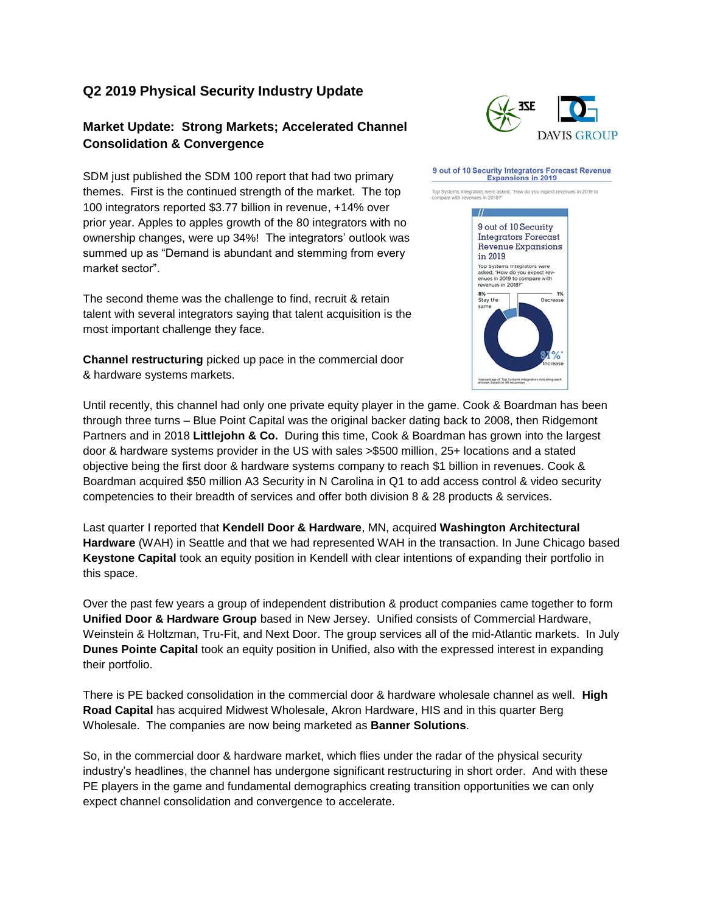## Q2 2019 Physical Security Industry Update

### Market Update: Strong Markets; Accelerated Channel Consolidation & Convergence

SDM just published the SDM 100 report that had two primary themes. First is the continued strength of the market. The top 100 integrators reported $3.77 billion in revenue, +14% over prior year. Apples to apples growth of the 80 integrators with no ownership changes, were up 34%! The integrators' outlook was summed up as "Demand is abundant and stemming from every market sector".

The second theme was the challenge to find, recruit & retain talent with several integrators saying that talent acquisition is the most important challenge they face.

**Channel restructuring** picked up pace in the commercial door & hardware systems markets.

Until recently, this channel had only one private equity player in the game. Cook & Boardman has been through three turns – Blue Point Capital was the original backer dating back to 2008, then Ridgemont Partners and in 2018 **Littlejohn & Co.** During this time, Cook & Boardman has grown into the largest door & hardware systems provider in the US with sales >$500 million, 25+ locations and a stated objective being the first door & hardware systems company to reach $1 billion in revenues. Cook & Boardman acquired $50 million A3 Security in N Carolina in Q1 to add access control & video security competencies to their breadth of services and offer both division 8 & 28 products & services.

Last quarter I reported that **Kendell Door & Hardware**, MN, acquired **Washington Architectural Hardware** (WAH) in Seattle and that we had represented WAH in the transaction. In June Chicago based **Keystone Capital** took an equity position in Kendell with clear intentions of expanding their portfolio in this space.

Over the past few years a group of independent distribution & product companies came together to form **Unified Door & Hardware Group** based in New Jersey. Unified consists of Commercial Hardware, Weinstein & Holtzman, Tru-Fit, and Next Door. The group services all of the mid-Atlantic markets. In July **Dunes Pointe Capital** took an equity position in Unified, also with the expressed interest in expanding their portfolio.

There is PE backed consolidation in the commercial door & hardware wholesale channel as well. **High Road Capital** has acquired Midwest Wholesale, Akron Hardware, HIS and in this quarter Berg Wholesale. The companies are now being marketed as **Banner Solutions**.

So, in the commercial door & hardware market, which flies under the radar of the physical security industry's headlines, the channel has undergone significant restructuring in short order. And with these PE players in the game and fundamental demographics creating transition opportunities we can only expect channel consolidation and convergence to accelerate.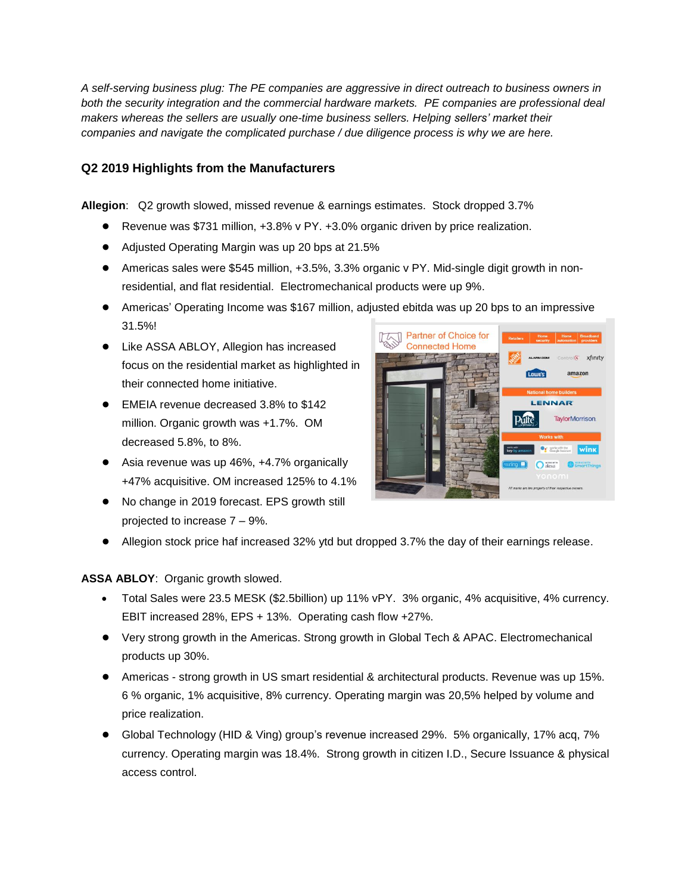*A self-serving business plug: The PE companies are aggressive in direct outreach to business owners in both the security integration and the commercial hardware markets. PE companies are professional deal makers whereas the sellers are usually one-time business sellers. Helping sellers' market their companies and navigate the complicated purchase / due diligence process is why we are here.*

## Q2 2019 Highlights from the Manufacturers

**Allegion**: Q2 growth slowed, missed revenue & earnings estimates. Stock dropped 3.7%

- Revenue was $731 million, +3.8% v PY. +3.0% organic driven by price realization.
- Adjusted Operating Margin was up 20 bps at 21.5%
- Americas sales were $545 million, +3.5%, 3.3% organic v PY. Mid-single digit growth in non-residential, and flat residential. Electromechanical products were up 9%.
- Americas' Operating Income was $167 million, adjusted ebitda was up 20 bps to an impressive 31.5%!
- Like ASSA ABLOY, Allegion has increased focus on the residential market as highlighted in their connected home initiative.
- EMEIA revenue decreased 3.8% to $142 million. Organic growth was +1.7%. OM decreased 5.8%, to 8%.
- Asia revenue was up 46%, +4.7% organically +47% acquisitive. OM increased 125% to 4.1%
- No change in 2019 forecast. EPS growth still projected to increase 7 – 9%.
- Allegion stock price haf increased 32% ytd but dropped 3.7% the day of their earnings release.

**ASSA ABLOY**: Organic growth slowed.

- Total Sales were 23.5 MESK ($2.5billion) up 11% vPY. 3% organic, 4% acquisitive, 4% currency. EBIT increased 28%, EPS + 13%. Operating cash flow +27%.
- Very strong growth in the Americas. Strong growth in Global Tech & APAC. Electromechanical products up 30%.
- Americas - strong growth in US smart residential & architectural products. Revenue was up 15%. 6 % organic, 1% acquisitive, 8% currency. Operating margin was 20,5% helped by volume and price realization.
- Global Technology (HID & Ving) group's revenue increased 29%. 5% organically, 17% acq, 7% currency. Operating margin was 18.4%. Strong growth in citizen I.D., Secure Issuance & physical access control.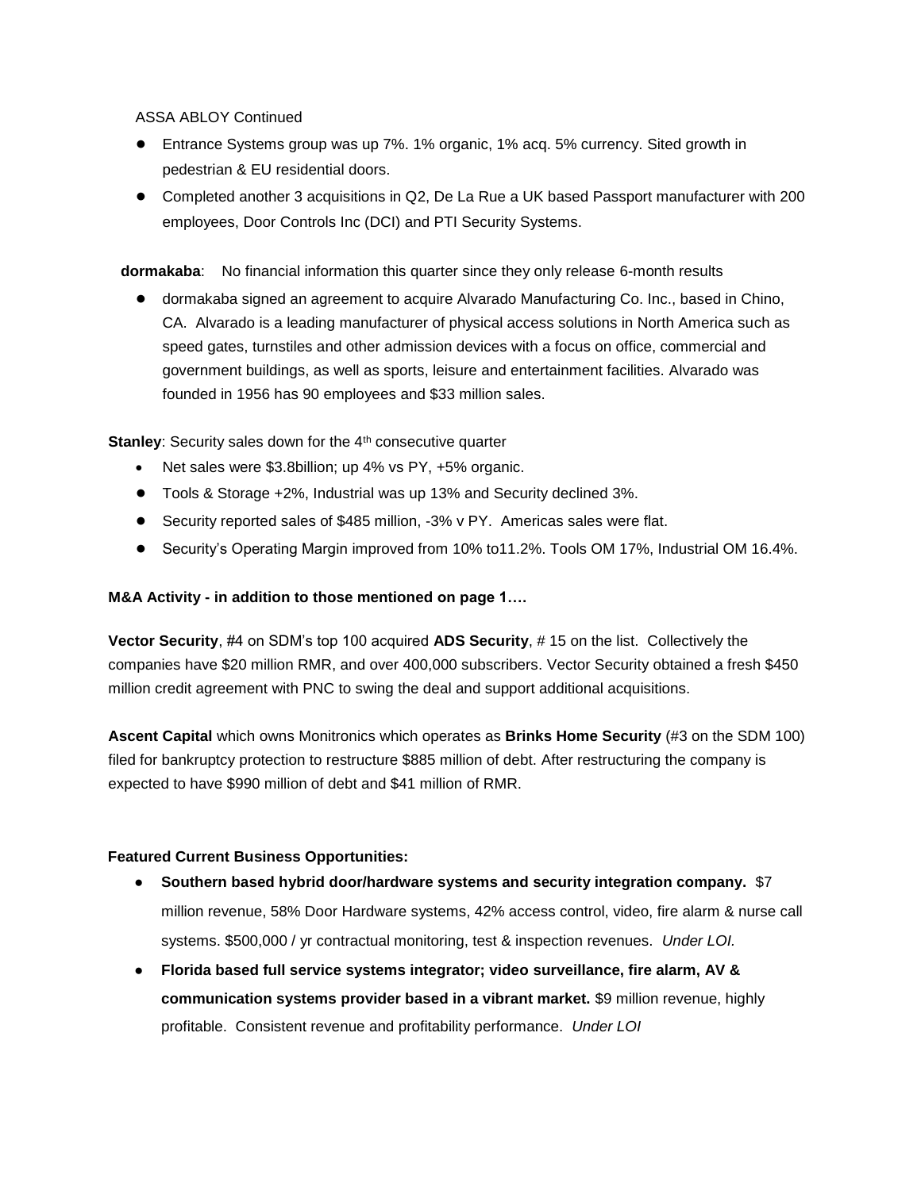ASSA ABLOY Continued

- Entrance Systems group was up 7%. 1% organic, 1% acq. 5% currency. Sited growth in pedestrian & EU residential doors.
- Completed another 3 acquisitions in Q2, De La Rue a UK based Passport manufacturer with 200 employees, Door Controls Inc (DCI) and PTI Security Systems.

**dormakaba**: No financial information this quarter since they only release 6-month results

- dormakaba signed an agreement to acquire Alvarado Manufacturing Co. Inc., based in Chino, CA. Alvarado is a leading manufacturer of physical access solutions in North America such as speed gates, turnstiles and other admission devices with a focus on office, commercial and government buildings, as well as sports, leisure and entertainment facilities. Alvarado was founded in 1956 has 90 employees and $33 million sales.

**Stanley**: Security sales down for the 4th consecutive quarter

- Net sales were $3.8billion; up 4% vs PY, +5% organic.
- Tools & Storage +2%, Industrial was up 13% and Security declined 3%.
- Security reported sales of $485 million, -3% v PY. Americas sales were flat.
- Security's Operating Margin improved from 10% to11.2%. Tools OM 17%, Industrial OM 16.4%.

**M&A Activity - in addition to those mentioned on page 1….**

**Vector Security**, #4 on SDM's top 100 acquired **ADS Security**, # 15 on the list. Collectively the companies have $20 million RMR, and over 400,000 subscribers. Vector Security obtained a fresh $450 million credit agreement with PNC to swing the deal and support additional acquisitions.

**Ascent Capital** which owns Monitronics which operates as **Brinks Home Security** (#3 on the SDM 100) filed for bankruptcy protection to restructure $885 million of debt. After restructuring the company is expected to have $990 million of debt and $41 million of RMR.

**Featured Current Business Opportunities:**

- **Southern based hybrid door/hardware systems and security integration company.** $7 million revenue, 58% Door Hardware systems, 42% access control, video, fire alarm & nurse call systems. $500,000 / yr contractual monitoring, test & inspection revenues. *Under LOI.*
- **Florida based full service systems integrator; video surveillance, fire alarm, AV & communication systems provider based in a vibrant market.** $9 million revenue, highly profitable. Consistent revenue and profitability performance. *Under LOI*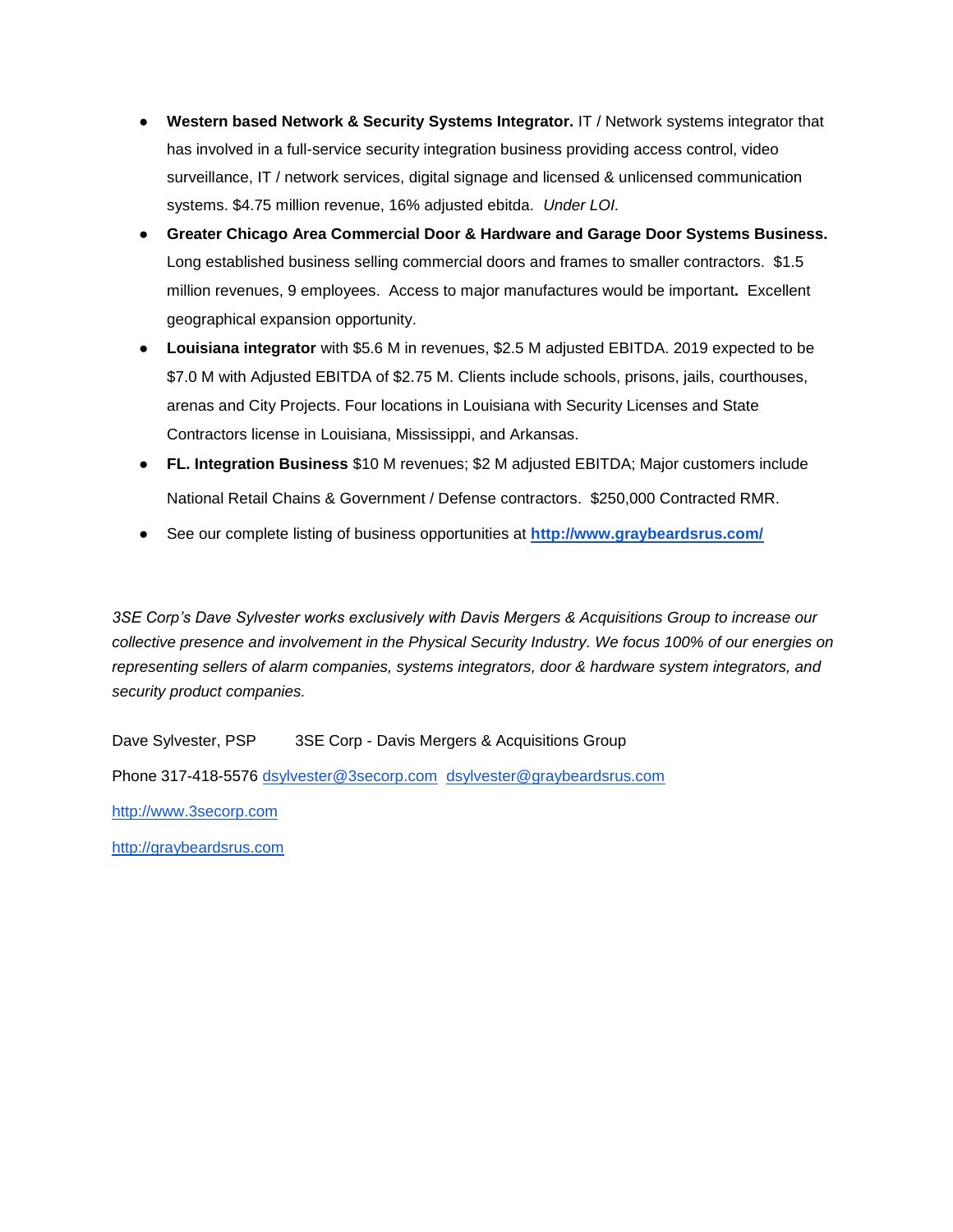- **Western based Network & Security Systems Integrator.** IT / Network systems integrator that has involved in a full-service security integration business providing access control, video surveillance, IT / network services, digital signage and licensed & unlicensed communication systems. $4.75 million revenue, 16% adjusted ebitda. *Under LOI.*
- **Greater Chicago Area Commercial Door & Hardware and Garage Door Systems Business.** Long established business selling commercial doors and frames to smaller contractors. $1.5 million revenues, 9 employees. Access to major manufactures would be important**.** Excellent geographical expansion opportunity.
- **Louisiana integrator** with $5.6 M in revenues, $2.5 M adjusted EBITDA. 2019 expected to be $7.0 M with Adjusted EBITDA of $2.75 M. Clients include schools, prisons, jails, courthouses, arenas and City Projects. Four locations in Louisiana with Security Licenses and State Contractors license in Louisiana, Mississippi, and Arkansas.
- **FL. Integration Business** $10 M revenues; $2 M adjusted EBITDA; Major customers include National Retail Chains & Government / Defense contractors. $250,000 Contracted RMR.
- See our complete listing of business opportunities at **http://www.graybeardsrus.com/**

*3SE Corp's Dave Sylvester works exclusively with Davis Mergers & Acquisitions Group to increase our collective presence and involvement in the Physical Security Industry. We focus 100% of our energies on representing sellers of alarm companies, systems integrators, door & hardware system integrators, and security product companies.*

Dave Sylvester, PSP 3SE Corp - Davis Mergers & Acquisitions Group

Phone 317-418-5576 dsylvester@3secorp.com dsylvester@graybeardsrus.com

http://www.3secorp.com

http://graybeardsrus.com